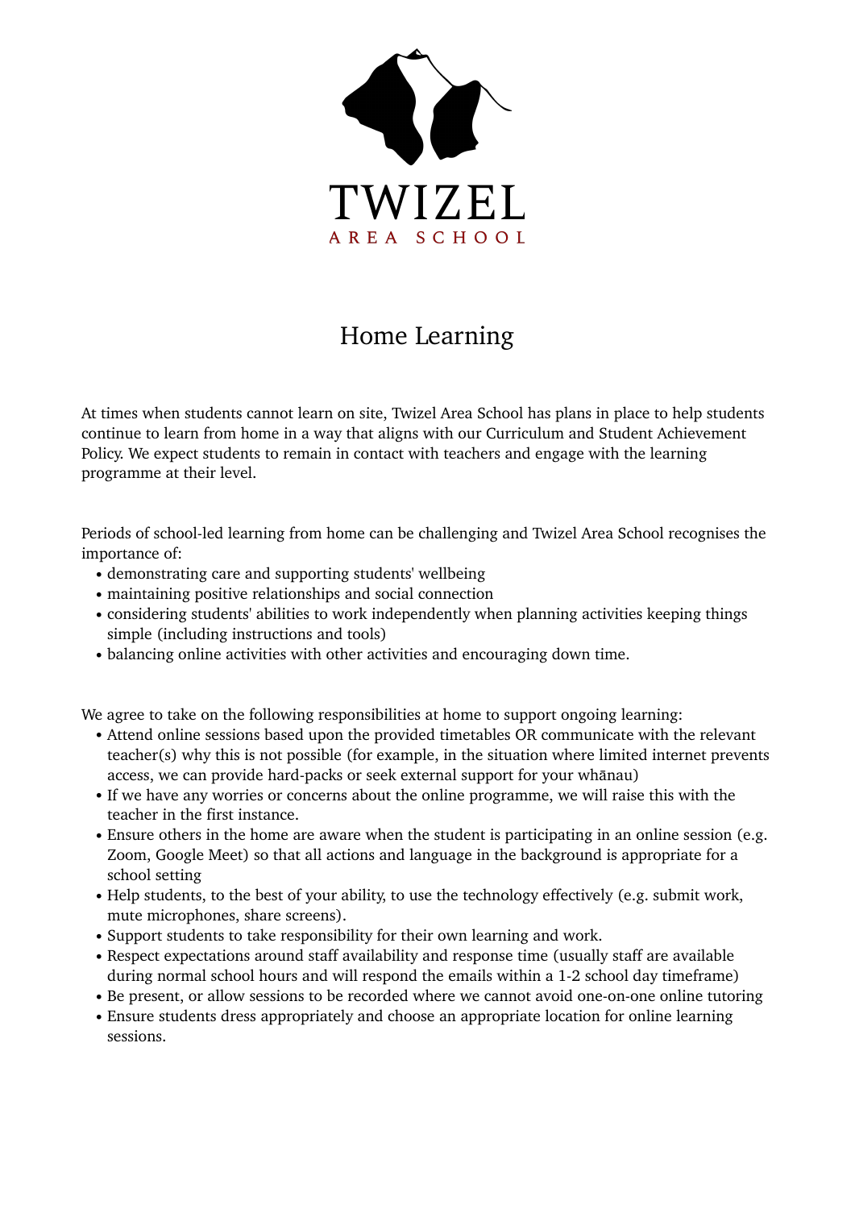TWIZEL

AREA SCHOOL

# Home Learning

At times when students cannot learn on site, Twizel Area School has plans in place to help students continue to learn from home in a way that aligns with our Curriculum and Student Achievement Policy. We expect students to remain in contact with teachers and engage with the learning programme at their level.

Periods of school-led learning from home can be challenging and Twizel Area School recognises the importance of:

- demonstrating care and supporting students' wellbeing
- maintaining positive relationships and social connection
- considering students' abilities to work independently when planning activities keeping things simple (including instructions and tools)
- balancing online activities with other activities and encouraging down time.

We agree to take on the following responsibilities at home to support ongoing learning:

- Attend online sessions based upon the provided timetables OR communicate with the relevant teacher(s) why this is not possible (for example, in the situation where limited internet prevents access, we can provide hard-packs or seek external support for your whānau)
- If we have any worries or concerns about the online programme, we will raise this with the teacher in the first instance.
- Ensure others in the home are aware when the student is participating in an online session (e.g. Zoom, Google Meet) so that all actions and language in the background is appropriate for a school setting
- Help students, to the best of your ability, to use the technology effectively (e.g. submit work, mute microphones, share screens).
- Support students to take responsibility for their own learning and work.
- Respect expectations around staff availability and response time (usually staff are available during normal school hours and will respond the emails within a 1-2 school day timeframe)
- Be present, or allow sessions to be recorded where we cannot avoid one-on-one online tutoring
- Ensure students dress appropriately and choose an appropriate location for online learning sessions.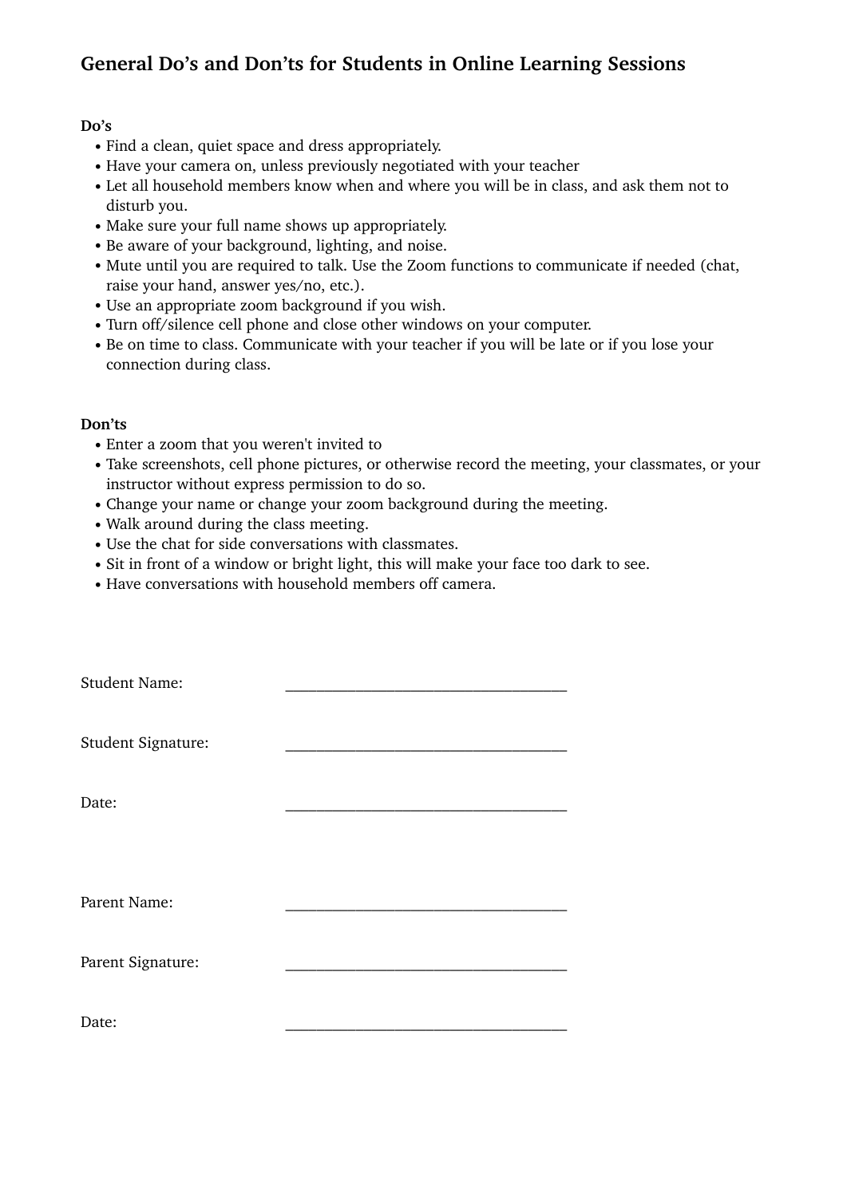## General Do's and Don'ts for Students in Online Learning Sessions

**Do's**

- Find a clean, quiet space and dress appropriately.
- Have your camera on, unless previously negotiated with your teacher
- Let all household members know when and where you will be in class, and ask them not to disturb you.
- Make sure your full name shows up appropriately.
- Be aware of your background, lighting, and noise.
- Mute until you are required to talk. Use the Zoom functions to communicate if needed (chat, raise your hand, answer yes/no, etc.).
- Use an appropriate zoom background if you wish.
- Turn off/silence cell phone and close other windows on your computer.
- Be on time to class. Communicate with your teacher if you will be late or if you lose your connection during class.

**Don'ts**

- Enter a zoom that you weren't invited to
- Take screenshots, cell phone pictures, or otherwise record the meeting, your classmates, or your instructor without express permission to do so.
- Change your name or change your zoom background during the meeting.
- Walk around during the class meeting.
- Use the chat for side conversations with classmates.
- Sit in front of a window or bright light, this will make your face too dark to see.
- Have conversations with household members off camera.

Student Name: ___________________________________

Student Signature: ___________________________________

Date: ___________________________________

Parent Name: ___________________________________

Parent Signature: ___________________________________

Date: ___________________________________